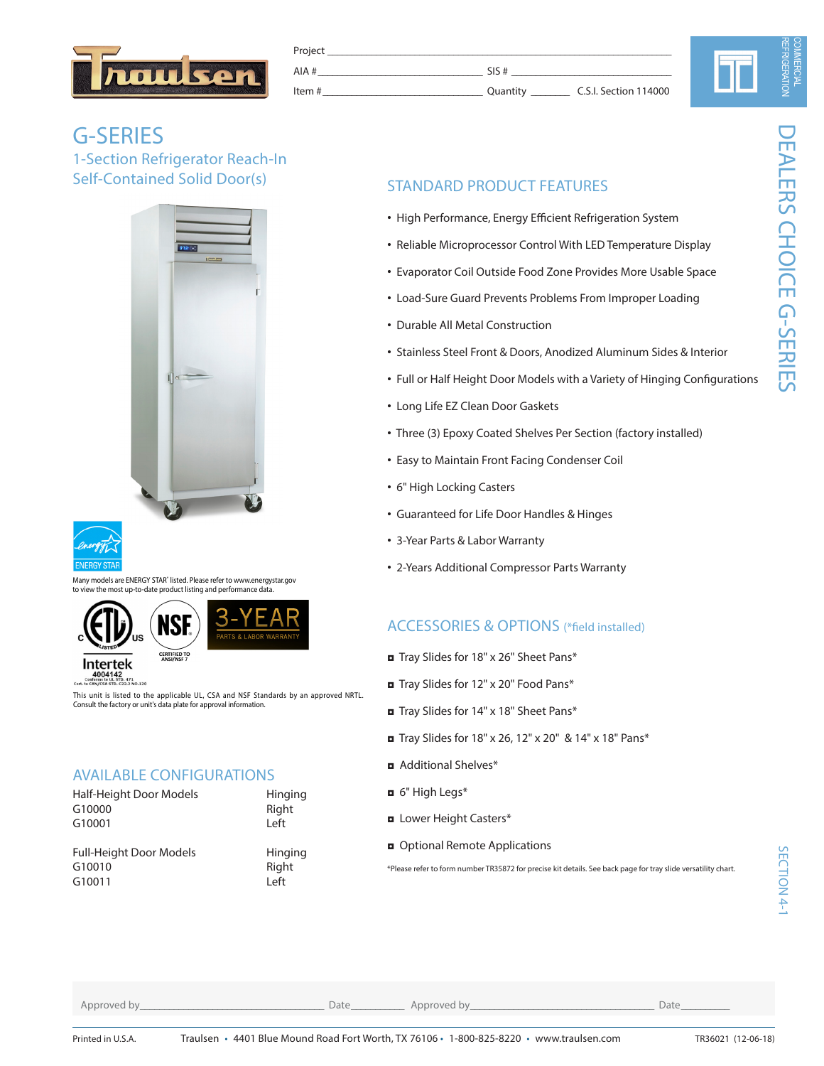Project ______________________________

AIA # ______________ SIS # ______________

Item # ______________ Quantity ________ C.S.I. Section 114000

COMMERCIAL REFRIGERATION

# G-SERIES

## 1-Section Refrigerator Reach-In Self-Contained Solid Door(s)

DEALERS CHOICE G-SERIES

## STANDARD PRODUCT FEATURES

- High Performance, Energy Efficient Refrigeration System
- Reliable Microprocessor Control With LED Temperature Display
- Evaporator Coil Outside Food Zone Provides More Usable Space
- Load-Sure Guard Prevents Problems From Improper Loading
- Durable All Metal Construction
- Stainless Steel Front & Doors, Anodized Aluminum Sides & Interior
- Full or Half Height Door Models with a Variety of Hinging Configurations
- Long Life EZ Clean Door Gaskets
- Three (3) Epoxy Coated Shelves Per Section (factory installed)
- Easy to Maintain Front Facing Condenser Coil
- 6" High Locking Casters
- Guaranteed for Life Door Handles & Hinges
- 3-Year Parts & Labor Warranty
- 2-Years Additional Compressor Parts Warranty

ENERGY STAR

Many models are ENERGY STAR® listed. Please refer to www.energystar.gov to view the most up-to-date product listing and performance data.

Intertek 4004142 Conforms to UL STD. 471 Cert. to CAN/CSA STD. C22.2 NO.120

NSF CERTIFIED TO ANSI/NSF 7

3-YEAR PARTS & LABOR WARRANTY

This unit is listed to the applicable UL, CSA and NSF Standards by an approved NRTL. Consult the factory or unit's data plate for approval information.

## ACCESSORIES & OPTIONS (*field installed)

- Tray Slides for 18" x 26" Sheet Pans*
- Tray Slides for 12" x 20" Food Pans*
- Tray Slides for 14" x 18" Sheet Pans*
- Tray Slides for 18" x 26, 12" x 20" & 14" x 18" Pans*
- Additional Shelves*
- 6" High Legs*
- Lower Height Casters*
- Optional Remote Applications

*Please refer to form number TR35872 for precise kit details. See back page for tray slide versatility chart.

## AVAILABLE CONFIGURATIONS

| Half-Height Door Models | Hinging |
|---|---|
| G10000 | Right |
| G10001 | Left |

| Full-Height Door Models | Hinging |
|---|---|
| G10010 | Right |
| G10011 | Left |

SECTION 4-1

Approved by______________ Date__________ Approved by______________ Date__________

Printed in U.S.A. Traulsen • 4401 Blue Mound Road Fort Worth, TX 76106 • 1-800-825-8220 • www.traulsen.com TR36021 (12-06-18)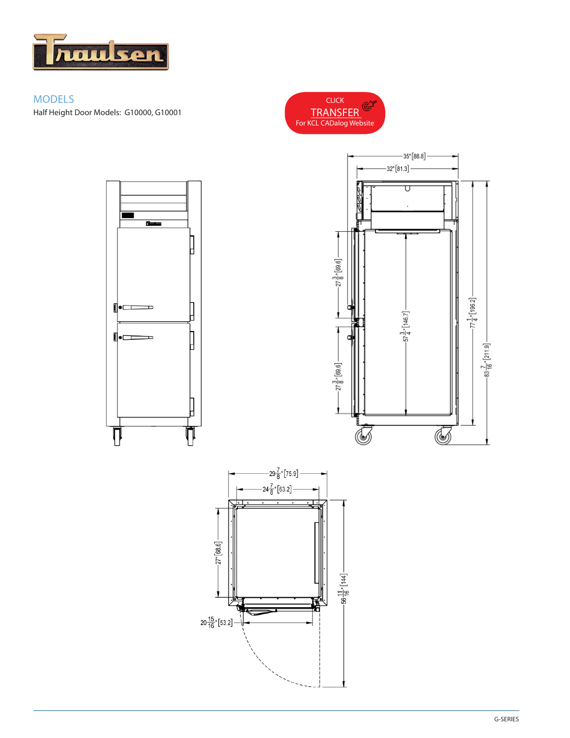## MODELS

Half Height Door Models: G10000, G10001

CLICK
TRANSFER
For KCL CADalog Website

35" [88.8]

32" [81.3]

27 3/8" [69.6]

57 3/4" [146.7]

77 1/4" [196.2]

83 7/16" [211.9]

27 3/8" [69.6]

29 7/8" [75.9]

24 7/8" [63.2]

27" [68.6]

56 11/16" [144]

20 15/16" [53.2]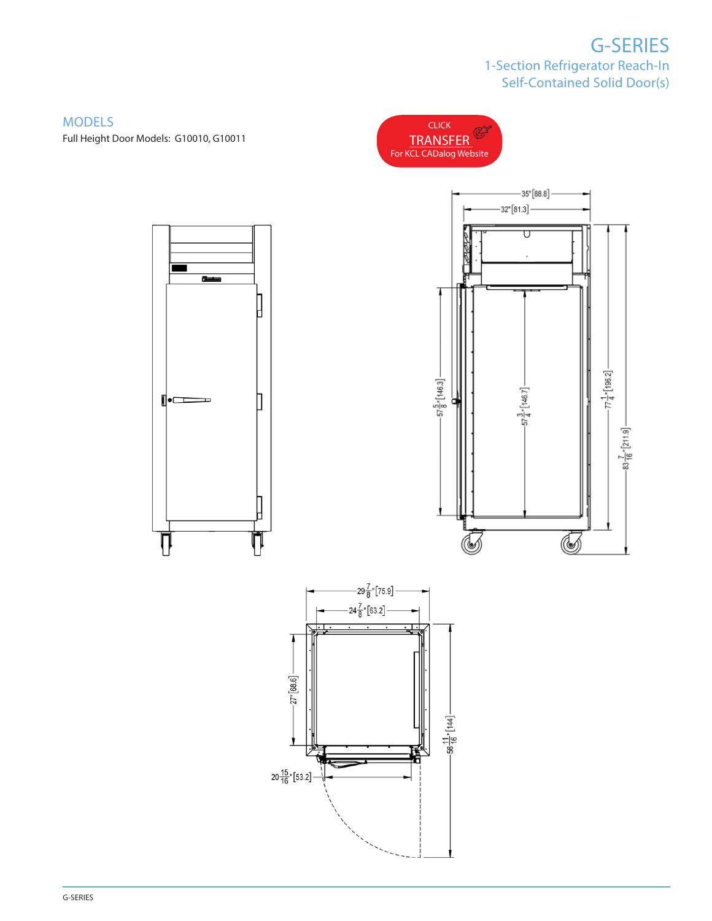# G-SERIES

1-Section Refrigerator Reach-In
Self-Contained Solid Door(s)

## MODELS

Full Height Door Models: G10010, G10011

CLICK
TRANSFER
For KCL CADalog Website

35" [88.8]

32" [81.3]

$57\frac{5}{8}$" [146.3]

$57\frac{3}{4}$" [146.7]

$77\frac{1}{4}$" [196.2]

$83\frac{7}{16}$" [211.9]

$29\frac{7}{8}$" [75.9]

$24\frac{7}{8}$" [63.2]

27" [68.6]

$56\frac{11}{16}$" [144]

$20\frac{15}{16}$" [53.2]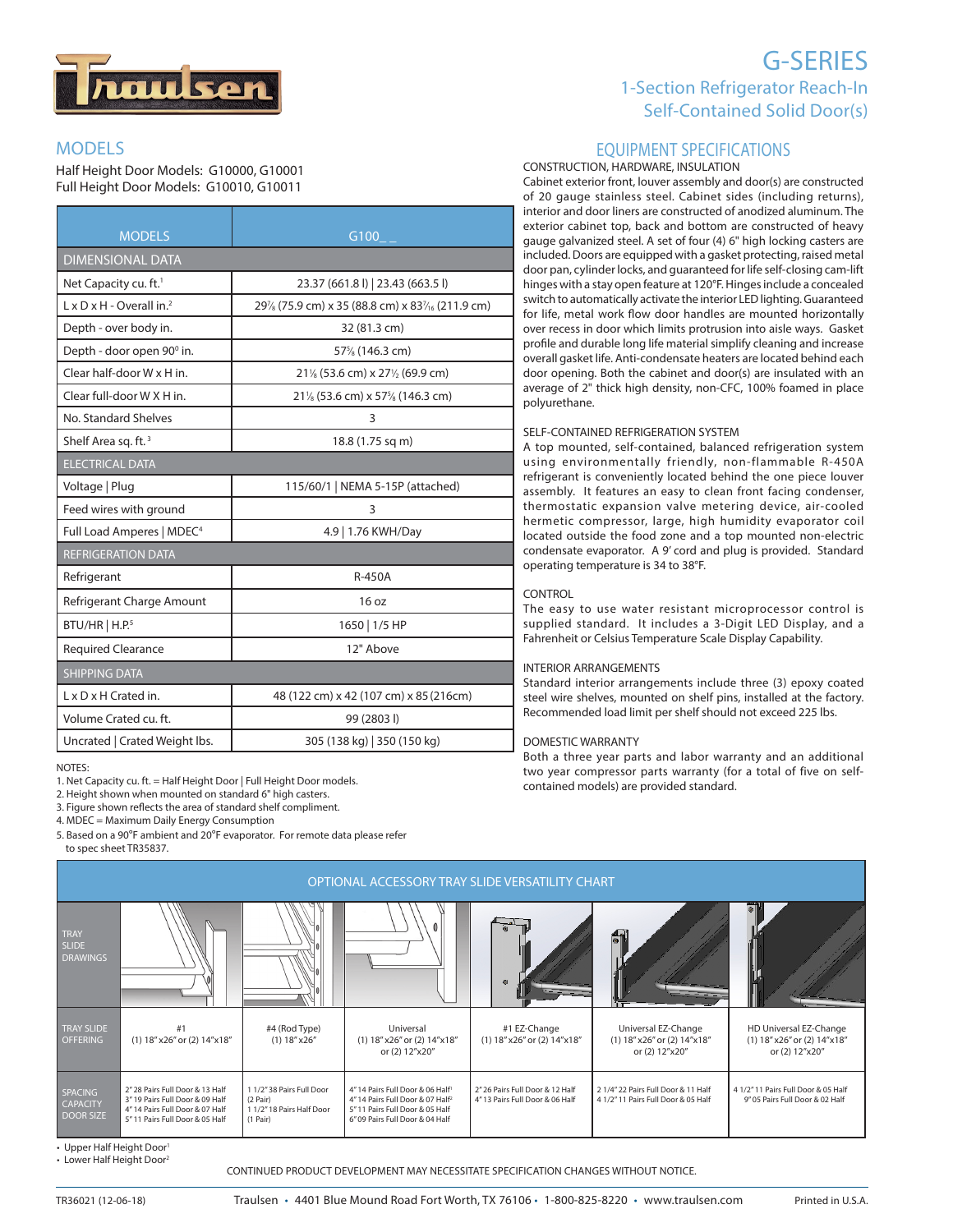# G-SERIES

## 1-Section Refrigerator Reach-In Self-Contained Solid Door(s)

## MODELS

Half Height Door Models: G10000, G10001
Full Height Door Models: G10010, G10011

| MODELS | G100_ _ |
|---|---|
| **DIMENSIONAL DATA** | |
| Net Capacity cu. ft.[1] | 23.37 (661.8 l) \| 23.43 (663.5 l) |
| L x D x H - Overall in.[2] | 29⅞ (75.9 cm) x 35 (88.8 cm) x 83⁷⁄₁₆ (211.9 cm) |
| Depth - over body in. | 32 (81.3 cm) |
| Depth - door open 90º in. | 57⅝ (146.3 cm) |
| Clear half-door W x H in. | 21⅛ (53.6 cm) x 27½ (69.9 cm) |
| Clear full-door W X H in. | 21⅛ (53.6 cm) x 57⅝ (146.3 cm) |
| No. Standard Shelves | 3 |
| Shelf Area sq. ft.[3] | 18.8 (1.75 sq m) |
| **ELECTRICAL DATA** | |
| Voltage \| Plug | 115/60/1 \| NEMA 5-15P (attached) |
| Feed wires with ground | 3 |
| Full Load Amperes \| MDEC[4] | 4.9 \| 1.76 KWH/Day |
| **REFRIGERATION DATA** | |
| Refrigerant | R-450A |
| Refrigerant Charge Amount | 16 oz |
| BTU/HR \| H.P.[5] | 1650 \| 1/5 HP |
| Required Clearance | 12" Above |
| **SHIPPING DATA** | |
| L x D x H Crated in. | 48 (122 cm) x 42 (107 cm) x 85 (216cm) |
| Volume Crated cu. ft. | 99 (2803 l) |
| Uncrated \| Crated Weight lbs. | 305 (138 kg) \| 350 (150 kg) |

NOTES:
1. Net Capacity cu. ft. = Half Height Door | Full Height Door models.
2. Height shown when mounted on standard 6" high casters.
3. Figure shown reflects the area of standard shelf compliment.
4. MDEC = Maximum Daily Energy Consumption
5. Based on a 90°F ambient and 20°F evaporator. For remote data please refer to spec sheet TR35837.

## EQUIPMENT SPECIFICATIONS

### CONSTRUCTION, HARDWARE, INSULATION

Cabinet exterior front, louver assembly and door(s) are constructed of 20 gauge stainless steel. Cabinet sides (including returns), interior and door liners are constructed of anodized aluminum. The exterior cabinet top, back and bottom are constructed of heavy gauge galvanized steel. A set of four (4) 6" high locking casters are included. Doors are equipped with a gasket protecting, raised metal door pan, cylinder locks, and guaranteed for life self-closing cam-lift hinges with a stay open feature at 120°F. Hinges include a concealed switch to automatically activate the interior LED lighting. Guaranteed for life, metal work flow door handles are mounted horizontally over recess in door which limits protrusion into aisle ways. Gasket profile and durable long life material simplify cleaning and increase overall gasket life. Anti-condensate heaters are located behind each door opening. Both the cabinet and door(s) are insulated with an average of 2" thick high density, non-CFC, 100% foamed in place polyurethane.

### SELF-CONTAINED REFRIGERATION SYSTEM

A top mounted, self-contained, balanced refrigeration system using environmentally friendly, non-flammable R-450A refrigerant is conveniently located behind the one piece louver assembly. It features an easy to clean front facing condenser, thermostatic expansion valve metering device, air-cooled hermetic compressor, large, high humidity evaporator coil located outside the food zone and a top mounted non-electric condensate evaporator. A 9' cord and plug is provided. Standard operating temperature is 34 to 38°F.

### CONTROL

The easy to use water resistant microprocessor control is supplied standard. It includes a 3-Digit LED Display, and a Fahrenheit or Celsius Temperature Scale Display Capability.

### INTERIOR ARRANGEMENTS

Standard interior arrangements include three (3) epoxy coated steel wire shelves, mounted on shelf pins, installed at the factory. Recommended load limit per shelf should not exceed 225 lbs.

### DOMESTIC WARRANTY

Both a three year parts and labor warranty and an additional two year compressor parts warranty (for a total of five on self-contained models) are provided standard.

## OPTIONAL ACCESSORY TRAY SLIDE VERSATILITY CHART

| TRAY SLIDE DRAWINGS | | | | | | |
|---|---|---|---|---|---|---|
| TRAY SLIDE OFFERING | #1<br>(1) 18"x26" or (2) 14"x18" | #4 (Rod Type)<br>(1) 18"x26" | Universal<br>(1) 18"x26" or (2) 14"x18" or (2) 12"x20" | #1 EZ-Change<br>(1) 18"x26" or (2) 14"x18" | Universal EZ-Change<br>(1) 18"x26" or (2) 14"x18" or (2) 12"x20" | HD Universal EZ-Change<br>(1) 18"x26" or (2) 14"x18" or (2) 12"x20" |
| SPACING CAPACITY DOOR SIZE | 2" 28 Pairs Full Door & 13 Half<br>3" 19 Pairs Full Door & 09 Half<br>4" 14 Pairs Full Door & 07 Half<br>5" 11 Pairs Full Door & 05 Half | 1 1/2" 38 Pairs Full Door (2 Pair)<br>1 1/2" 18 Pairs Half Door (1 Pair) | 4" 14 Pairs Full Door & 06 Half[1]<br>4" 14 Pairs Full Door & 07 Half[2]<br>5" 11 Pairs Full Door & 05 Half<br>6" 09 Pairs Full Door & 04 Half | 2" 26 Pairs Full Door & 12 Half<br>4" 13 Pairs Full Door & 06 Half | 2 1/4" 22 Pairs Full Door & 11 Half<br>4 1/2" 11 Pairs Full Door & 05 Half | 4 1/2" 11 Pairs Full Door & 05 Half<br>9" 05 Pairs Full Door & 02 Half |

- Upper Half Height Door[1]
- Lower Half Height Door[2]

CONTINUED PRODUCT DEVELOPMENT MAY NECESSITATE SPECIFICATION CHANGES WITHOUT NOTICE.

TR36021 (12-06-18) Traulsen • 4401 Blue Mound Road Fort Worth, TX 76106 • 1-800-825-8220 • www.traulsen.com Printed in U.S.A.